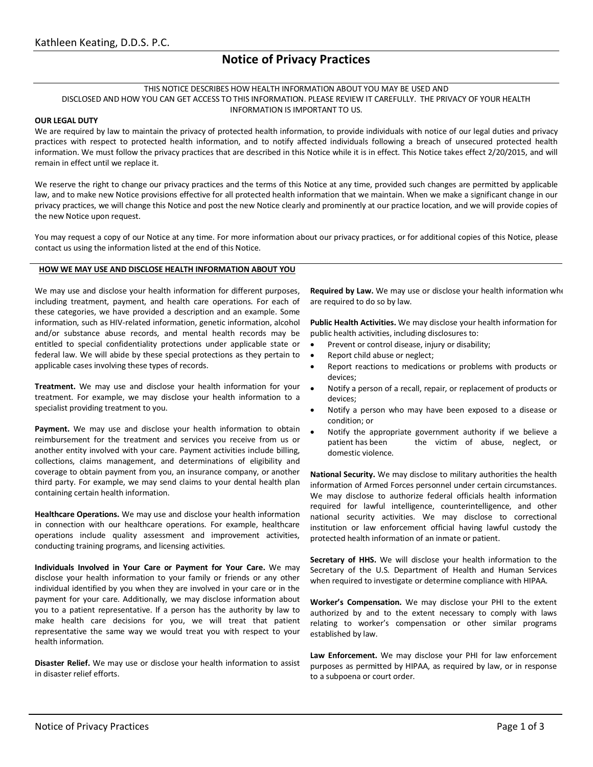Kathleen Keating, D.D.S. P.C.

# Notice of Privacy Practices

THIS NOTICE DESCRIBES HOW HEALTH INFORMATION ABOUT YOU MAY BE USED AND DISCLOSED AND HOW YOU CAN GET ACCESS TO THIS INFORMATION. PLEASE REVIEW IT CAREFULLY. THE PRIVACY OF YOUR HEALTH INFORMATION IS IMPORTANT TO US.

**OUR LEGAL DUTY**

We are required by law to maintain the privacy of protected health information, to provide individuals with notice of our legal duties and privacy practices with respect to protected health information, and to notify affected individuals following a breach of unsecured protected health information. We must follow the privacy practices that are described in this Notice while it is in effect. This Notice takes effect 2/20/2015, and will remain in effect until we replace it.

We reserve the right to change our privacy practices and the terms of this Notice at any time, provided such changes are permitted by applicable law, and to make new Notice provisions effective for all protected health information that we maintain. When we make a significant change in our privacy practices, we will change this Notice and post the new Notice clearly and prominently at our practice location, and we will provide copies of the new Notice upon request.

You may request a copy of our Notice at any time. For more information about our privacy practices, or for additional copies of this Notice, please contact us using the information listed at the end of this Notice.

## HOW WE MAY USE AND DISCLOSE HEALTH INFORMATION ABOUT YOU

We may use and disclose your health information for different purposes, including treatment, payment, and health care operations. For each of these categories, we have provided a description and an example. Some information, such as HIV-related information, genetic information, alcohol and/or substance abuse records, and mental health records may be entitled to special confidentiality protections under applicable state or federal law. We will abide by these special protections as they pertain to applicable cases involving these types of records.

**Treatment.** We may use and disclose your health information for your treatment. For example, we may disclose your health information to a specialist providing treatment to you.

**Payment.** We may use and disclose your health information to obtain reimbursement for the treatment and services you receive from us or another entity involved with your care. Payment activities include billing, collections, claims management, and determinations of eligibility and coverage to obtain payment from you, an insurance company, or another third party. For example, we may send claims to your dental health plan containing certain health information.

**Healthcare Operations.** We may use and disclose your health information in connection with our healthcare operations. For example, healthcare operations include quality assessment and improvement activities, conducting training programs, and licensing activities.

**Individuals Involved in Your Care or Payment for Your Care.** We may disclose your health information to your family or friends or any other individual identified by you when they are involved in your care or in the payment for your care. Additionally, we may disclose information about you to a patient representative. If a person has the authority by law to make health care decisions for you, we will treat that patient representative the same way we would treat you with respect to your health information.

**Disaster Relief.** We may use or disclose your health information to assist in disaster relief efforts.

**Required by Law.** We may use or disclose your health information whe are required to do so by law.

**Public Health Activities.** We may disclose your health information for public health activities, including disclosures to:

- Prevent or control disease, injury or disability;
- Report child abuse or neglect;
- Report reactions to medications or problems with products or devices;
- Notify a person of a recall, repair, or replacement of products or devices;
- Notify a person who may have been exposed to a disease or condition; or
- Notify the appropriate government authority if we believe a patient has been the victim of abuse, neglect, or domestic violence.

**National Security.** We may disclose to military authorities the health information of Armed Forces personnel under certain circumstances. We may disclose to authorize federal officials health information required for lawful intelligence, counterintelligence, and other national security activities. We may disclose to correctional institution or law enforcement official having lawful custody the protected health information of an inmate or patient.

**Secretary of HHS.** We will disclose your health information to the Secretary of the U.S. Department of Health and Human Services when required to investigate or determine compliance with HIPAA.

**Worker's Compensation.** We may disclose your PHI to the extent authorized by and to the extent necessary to comply with laws relating to worker's compensation or other similar programs established by law.

**Law Enforcement.** We may disclose your PHI for law enforcement purposes as permitted by HIPAA, as required by law, or in response to a subpoena or court order.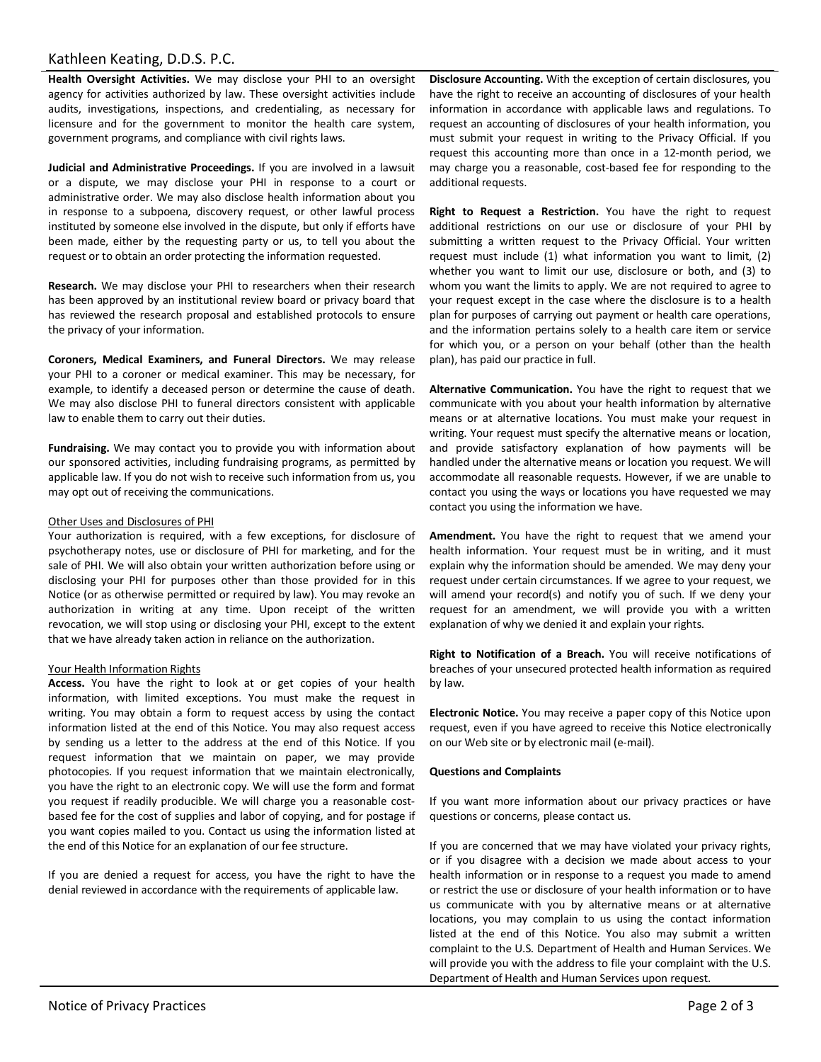**Health Oversight Activities.** We may disclose your PHI to an oversight agency for activities authorized by law. These oversight activities include audits, investigations, inspections, and credentialing, as necessary for licensure and for the government to monitor the health care system, government programs, and compliance with civil rights laws.

**Judicial and Administrative Proceedings.** If you are involved in a lawsuit or a dispute, we may disclose your PHI in response to a court or administrative order. We may also disclose health information about you in response to a subpoena, discovery request, or other lawful process instituted by someone else involved in the dispute, but only if efforts have been made, either by the requesting party or us, to tell you about the request or to obtain an order protecting the information requested.

**Research.** We may disclose your PHI to researchers when their research has been approved by an institutional review board or privacy board that has reviewed the research proposal and established protocols to ensure the privacy of your information.

**Coroners, Medical Examiners, and Funeral Directors.** We may release your PHI to a coroner or medical examiner. This may be necessary, for example, to identify a deceased person or determine the cause of death. We may also disclose PHI to funeral directors consistent with applicable law to enable them to carry out their duties.

**Fundraising.** We may contact you to provide you with information about our sponsored activities, including fundraising programs, as permitted by applicable law. If you do not wish to receive such information from us, you may opt out of receiving the communications.

Other Uses and Disclosures of PHI

Your authorization is required, with a few exceptions, for disclosure of psychotherapy notes, use or disclosure of PHI for marketing, and for the sale of PHI. We will also obtain your written authorization before using or disclosing your PHI for purposes other than those provided for in this Notice (or as otherwise permitted or required by law). You may revoke an authorization in writing at any time. Upon receipt of the written revocation, we will stop using or disclosing your PHI, except to the extent that we have already taken action in reliance on the authorization.

Your Health Information Rights

**Access.** You have the right to look at or get copies of your health information, with limited exceptions. You must make the request in writing. You may obtain a form to request access by using the contact information listed at the end of this Notice. You may also request access by sending us a letter to the address at the end of this Notice. If you request information that we maintain on paper, we may provide photocopies. If you request information that we maintain electronically, you have the right to an electronic copy. We will use the form and format you request if readily producible. We will charge you a reasonable cost-based fee for the cost of supplies and labor of copying, and for postage if you want copies mailed to you. Contact us using the information listed at the end of this Notice for an explanation of our fee structure.

If you are denied a request for access, you have the right to have the denial reviewed in accordance with the requirements of applicable law.

**Disclosure Accounting.** With the exception of certain disclosures, you have the right to receive an accounting of disclosures of your health information in accordance with applicable laws and regulations. To request an accounting of disclosures of your health information, you must submit your request in writing to the Privacy Official. If you request this accounting more than once in a 12-month period, we may charge you a reasonable, cost-based fee for responding to the additional requests.

**Right to Request a Restriction.** You have the right to request additional restrictions on our use or disclosure of your PHI by submitting a written request to the Privacy Official. Your written request must include (1) what information you want to limit, (2) whether you want to limit our use, disclosure or both, and (3) to whom you want the limits to apply. We are not required to agree to your request except in the case where the disclosure is to a health plan for purposes of carrying out payment or health care operations, and the information pertains solely to a health care item or service for which you, or a person on your behalf (other than the health plan), has paid our practice in full.

**Alternative Communication.** You have the right to request that we communicate with you about your health information by alternative means or at alternative locations. You must make your request in writing. Your request must specify the alternative means or location, and provide satisfactory explanation of how payments will be handled under the alternative means or location you request. We will accommodate all reasonable requests. However, if we are unable to contact you using the ways or locations you have requested we may contact you using the information we have.

**Amendment.** You have the right to request that we amend your health information. Your request must be in writing, and it must explain why the information should be amended. We may deny your request under certain circumstances. If we agree to your request, we will amend your record(s) and notify you of such. If we deny your request for an amendment, we will provide you with a written explanation of why we denied it and explain your rights.

**Right to Notification of a Breach.** You will receive notifications of breaches of your unsecured protected health information as required by law.

**Electronic Notice.** You may receive a paper copy of this Notice upon request, even if you have agreed to receive this Notice electronically on our Web site or by electronic mail (e-mail).

**Questions and Complaints**

If you want more information about our privacy practices or have questions or concerns, please contact us.

If you are concerned that we may have violated your privacy rights, or if you disagree with a decision we made about access to your health information or in response to a request you made to amend or restrict the use or disclosure of your health information or to have us communicate with you by alternative means or at alternative locations, you may complain to us using the contact information listed at the end of this Notice. You also may submit a written complaint to the U.S. Department of Health and Human Services. We will provide you with the address to file your complaint with the U.S. Department of Health and Human Services upon request.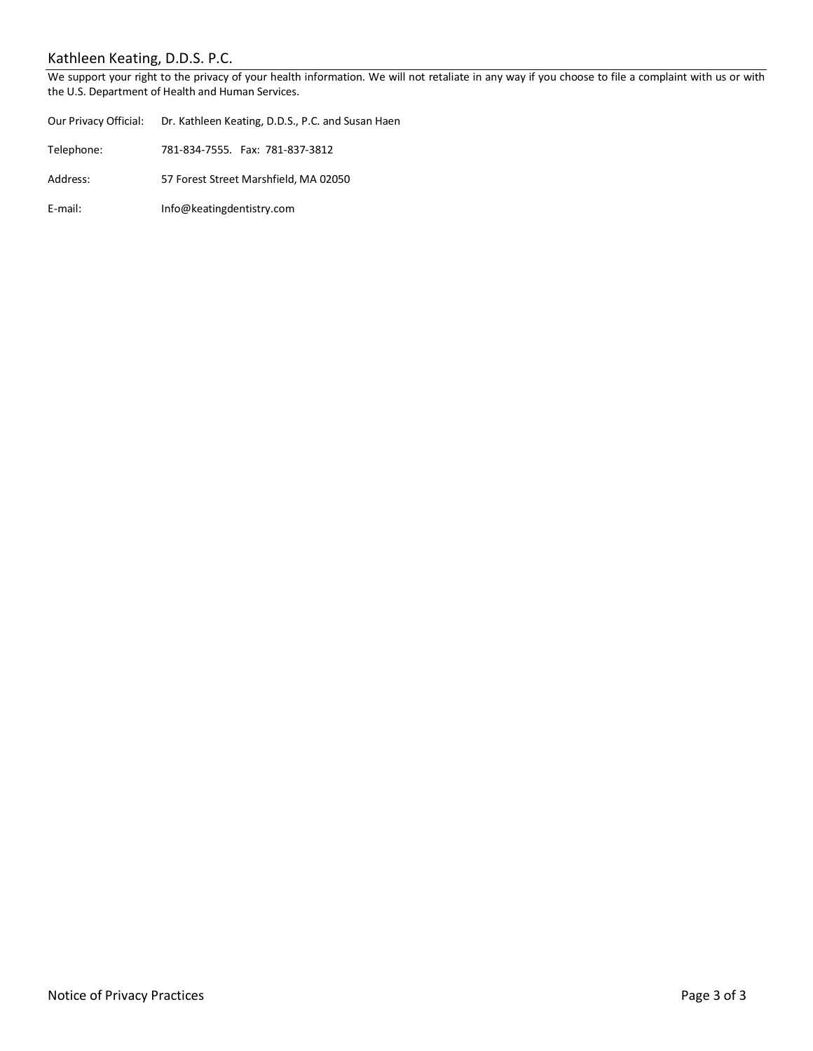We support your right to the privacy of your health information. We will not retaliate in any way if you choose to file a complaint with us or with the U.S. Department of Health and Human Services.

| | |
|---|---|
| Our Privacy Official: | Dr. Kathleen Keating, D.D.S., P.C. and Susan Haen |
| Telephone: | 781-834-7555. Fax: 781-837-3812 |
| Address: | 57 Forest Street Marshfield, MA 02050 |
| E-mail: | Info@keatingdentistry.com |